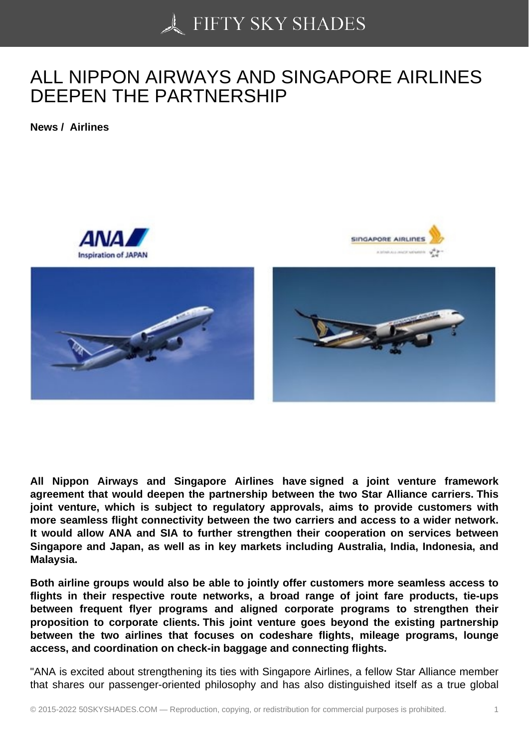# ALL NIPPON AIRWAYS AND SINGAPORE AIRLINES DEEPEN THE PARTNERSHIP

**News / Airlines**

**All Nippon Airways and Singapore Airlines have signed a joint venture framework agreement that would deepen the partnership between the two Star Alliance carriers. This joint venture, which is subject to regulatory approvals, aims to provide customers with more seamless flight connectivity between the two carriers and access to a wider network. It would allow ANA and SIA to further strengthen their cooperation on services between Singapore and Japan, as well as in key markets including Australia, India, Indonesia, and Malaysia.**

**Both airline groups would also be able to jointly offer customers more seamless access to flights in their respective route networks, a broad range of joint fare products, tie-ups between frequent flyer programs and aligned corporate programs to strengthen their proposition to corporate clients. This joint venture goes beyond the existing partnership between the two airlines that focuses on codeshare flights, mileage programs, lounge access, and coordination on check-in baggage and connecting flights.**

"ANA is excited about strengthening its ties with Singapore Airlines, a fellow Star Alliance member that shares our passenger-oriented philosophy and has also distinguished itself as a true global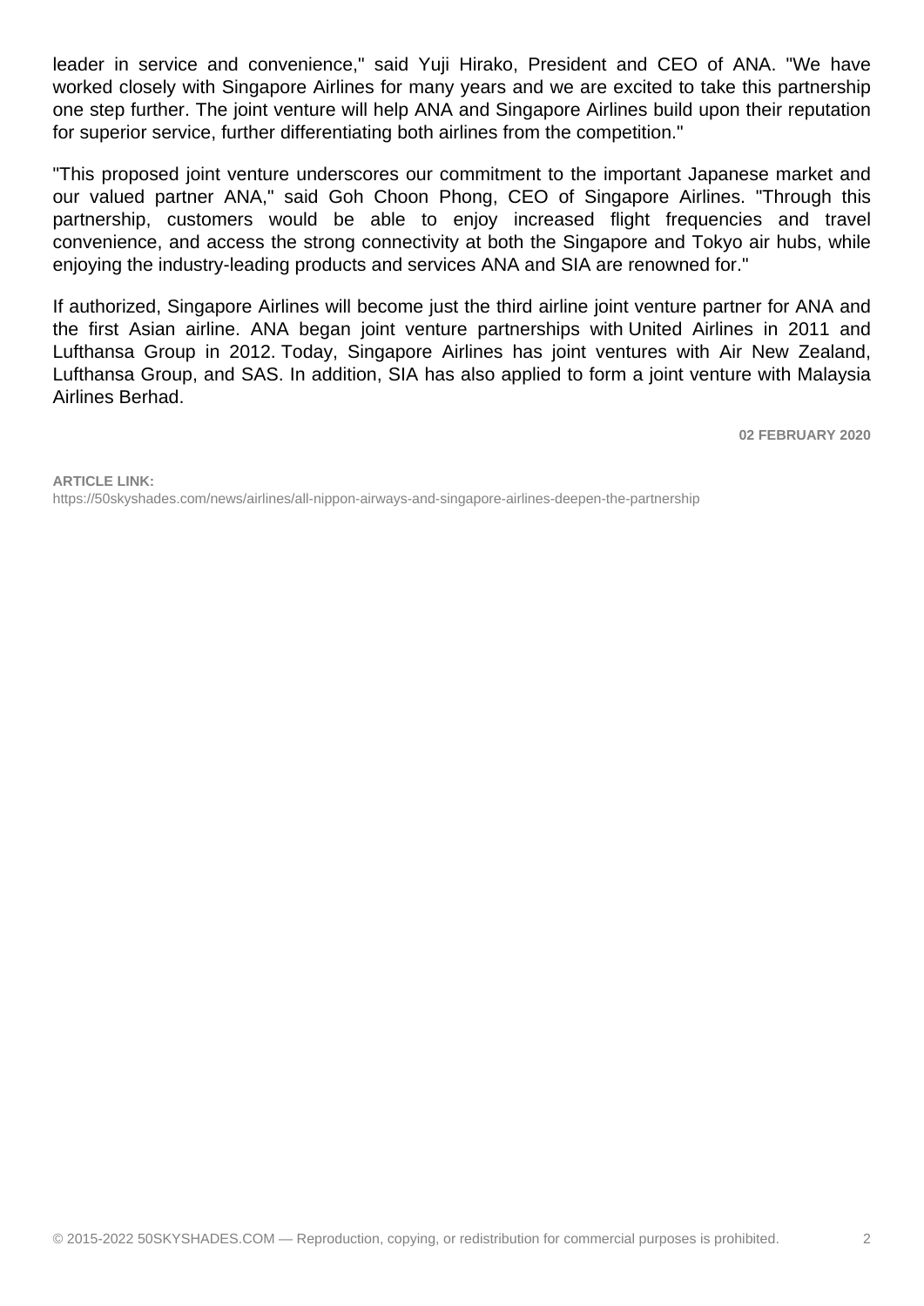leader in service and convenience," said Yuji Hirako, President and CEO of ANA. "We have worked closely with Singapore Airlines for many years and we are excited to take this partnership one step further. The joint venture will help ANA and Singapore Airlines build upon their reputation for superior service, further differentiating both airlines from the competition."

"This proposed joint venture underscores our commitment to the important Japanese market and our valued partner ANA," said Goh Choon Phong, CEO of Singapore Airlines. "Through this partnership, customers would be able to enjoy increased flight frequencies and travel convenience, and access the strong connectivity at both the Singapore and Tokyo air hubs, while enjoying the industry-leading products and services ANA and SIA are renowned for."

If authorized, Singapore Airlines will become just the third airline joint venture partner for ANA and the first Asian airline. ANA began joint venture partnerships with United Airlines in 2011 and Lufthansa Group in 2012. Today, Singapore Airlines has joint ventures with Air New Zealand, Lufthansa Group, and SAS. In addition, SIA has also applied to form a joint venture with Malaysia Airlines Berhad.

**02 FEBRUARY 2020**

**ARTICLE LINK:**
https://50skyshades.com/news/airlines/all-nippon-airways-and-singapore-airlines-deepen-the-partnership